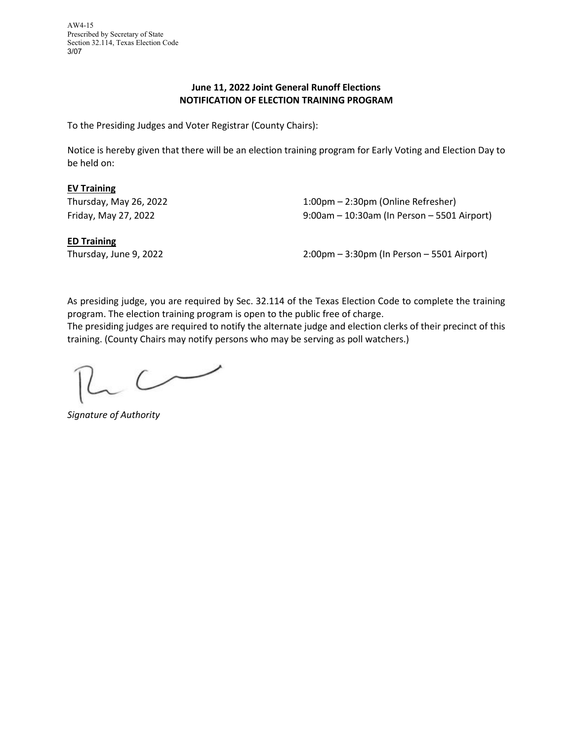AW4-15
Prescribed by Secretary of State
Section 32.114, Texas Election Code
3/07

**June 11, 2022 Joint General Runoff Elections**
**NOTIFICATION OF ELECTION TRAINING PROGRAM**

To the Presiding Judges and Voter Registrar (County Chairs):

Notice is hereby given that there will be an election training program for Early Voting and Election Day to be held on:

**EV Training**

Thursday, May 26, 2022 — 1:00pm – 2:30pm (Online Refresher)
Friday, May 27, 2022 — 9:00am – 10:30am (In Person – 5501 Airport)

**ED Training**

Thursday, June 9, 2022 — 2:00pm – 3:30pm (In Person – 5501 Airport)

As presiding judge, you are required by Sec. 32.114 of the Texas Election Code to complete the training program. The election training program is open to the public free of charge.
The presiding judges are required to notify the alternate judge and election clerks of their precinct of this training. (County Chairs may notify persons who may be serving as poll watchers.)

*Signature of Authority*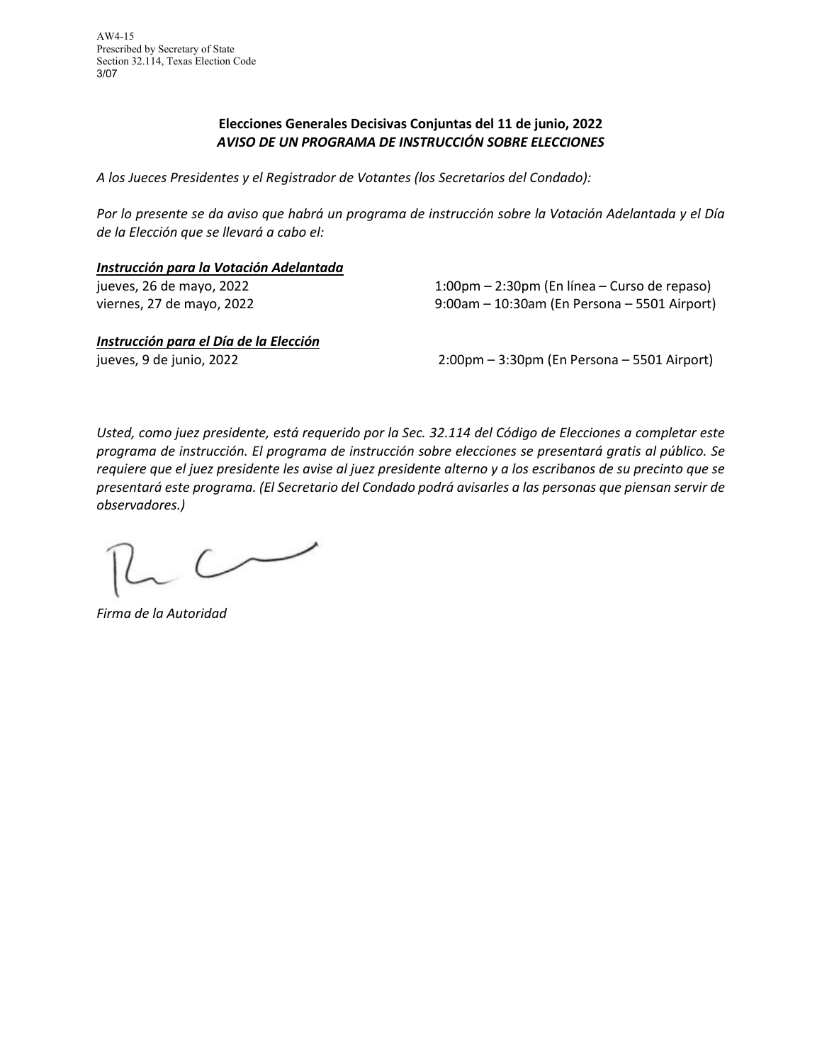AW4-15
Prescribed by Secretary of State
Section 32.114, Texas Election Code
3/07

**Elecciones Generales Decisivas Conjuntas del 11 de junio, 2022**
***AVISO DE UN PROGRAMA DE INSTRUCCIÓN SOBRE ELECCIONES***

*A los Jueces Presidentes y el Registrador de Votantes (los Secretarios del Condado):*

*Por lo presente se da aviso que habrá un programa de instrucción sobre la Votación Adelantada y el Día de la Elección que se llevará a cabo el:*

***Instrucción para la Votación Adelantada***

| | |
|---|---|
| jueves, 26 de mayo, 2022 | 1:00pm – 2:30pm (En línea – Curso de repaso) |
| viernes, 27 de mayo, 2022 | 9:00am – 10:30am (En Persona – 5501 Airport) |

***Instrucción para el Día de la Elección***

| | |
|---|---|
| jueves, 9 de junio, 2022 | 2:00pm – 3:30pm (En Persona – 5501 Airport) |

*Usted, como juez presidente, está requerido por la Sec. 32.114 del Código de Elecciones a completar este programa de instrucción. El programa de instrucción sobre elecciones se presentará gratis al público. Se requiere que el juez presidente les avise al juez presidente alterno y a los escribanos de su precinto que se presentará este programa. (El Secretario del Condado podrá avisarles a las personas que piensan servir de observadores.)*

*Firma de la Autoridad*